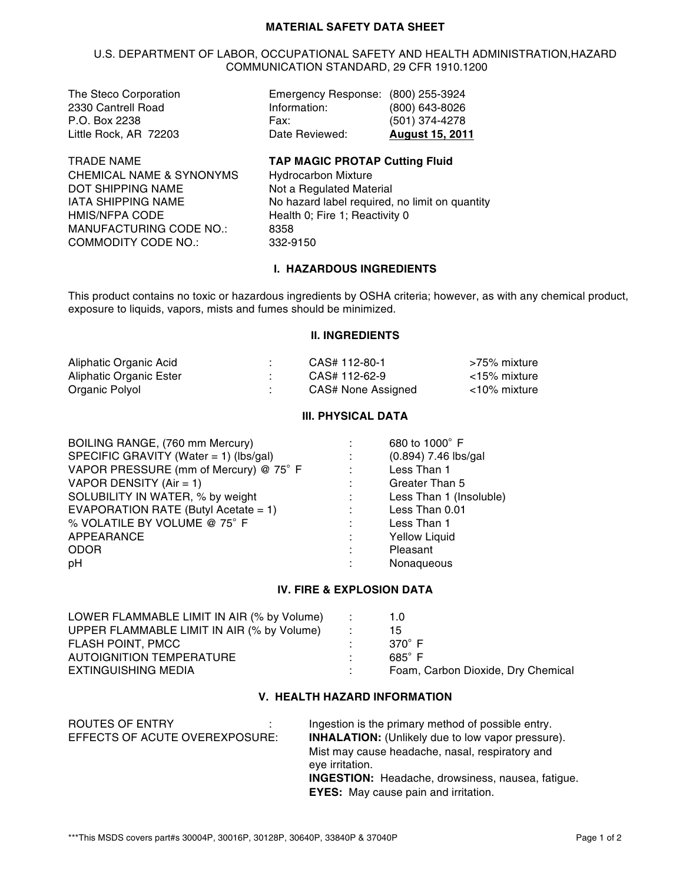# MATERIAL SAFETY DATA SHEET

U.S. DEPARTMENT OF LABOR, OCCUPATIONAL SAFETY AND HEALTH ADMINISTRATION,HAZARD COMMUNICATION STANDARD, 29 CFR 1910.1200

| | | |
|---|---|---|
| The Steco Corporation | Emergency Response: | (800) 255-3924 |
| 2330 Cantrell Road | Information: | (800) 643-8026 |
| P.O. Box 2238 | Fax: | (501) 374-4278 |
| Little Rock, AR 72203 | Date Reviewed: | **August 15, 2011** |

| | |
|---|---|
| TRADE NAME | **TAP MAGIC PROTAP Cutting Fluid** |
| CHEMICAL NAME & SYNONYMS | Hydrocarbon Mixture |
| DOT SHIPPING NAME | Not a Regulated Material |
| IATA SHIPPING NAME | No hazard label required, no limit on quantity |
| HMIS/NFPA CODE | Health 0; Fire 1; Reactivity 0 |
| MANUFACTURING CODE NO.: | 8358 |
| COMMODITY CODE NO.: | 332-9150 |

## I. HAZARDOUS INGREDIENTS

This product contains no toxic or hazardous ingredients by OSHA criteria; however, as with any chemical product, exposure to liquids, vapors, mists and fumes should be minimized.

## II. INGREDIENTS

| | | | |
|---|---|---|---|
| Aliphatic Organic Acid | : | CAS# 112-80-1 | >75% mixture |
| Aliphatic Organic Ester | : | CAS# 112-62-9 | <15% mixture |
| Organic Polyol | : | CAS# None Assigned | <10% mixture |

## III. PHYSICAL DATA

| | | |
|---|---|---|
| BOILING RANGE, (760 mm Mercury) | : | 680 to 1000° F |
| SPECIFIC GRAVITY (Water = 1) (lbs/gal) | : | (0.894) 7.46 lbs/gal |
| VAPOR PRESSURE (mm of Mercury) @ 75° F | : | Less Than 1 |
| VAPOR DENSITY (Air = 1) | : | Greater Than 5 |
| SOLUBILITY IN WATER, % by weight | : | Less Than 1 (Insoluble) |
| EVAPORATION RATE (Butyl Acetate = 1) | : | Less Than 0.01 |
| % VOLATILE BY VOLUME @ 75° F | : | Less Than 1 |
| APPEARANCE | : | Yellow Liquid |
| ODOR | : | Pleasant |
| pH | : | Nonaqueous |

## IV. FIRE & EXPLOSION DATA

| | | |
|---|---|---|
| LOWER FLAMMABLE LIMIT IN AIR (% by Volume) | : | 1.0 |
| UPPER FLAMMABLE LIMIT IN AIR (% by Volume) | : | 15 |
| FLASH POINT, PMCC | : | 370° F |
| AUTOIGNITION TEMPERATURE | : | 685° F |
| EXTINGUISHING MEDIA | : | Foam, Carbon Dioxide, Dry Chemical |

## V. HEALTH HAZARD INFORMATION

ROUTES OF ENTRY : Ingestion is the primary method of possible entry.

EFFECTS OF ACUTE OVEREXPOSURE:

**INHALATION:** (Unlikely due to low vapor pressure). Mist may cause headache, nasal, respiratory and eye irritation.

**INGESTION:** Headache, drowsiness, nausea, fatigue.

**EYES:** May cause pain and irritation.

***This MSDS covers part#s 30004P, 30016P, 30128P, 30640P, 33840P & 37040P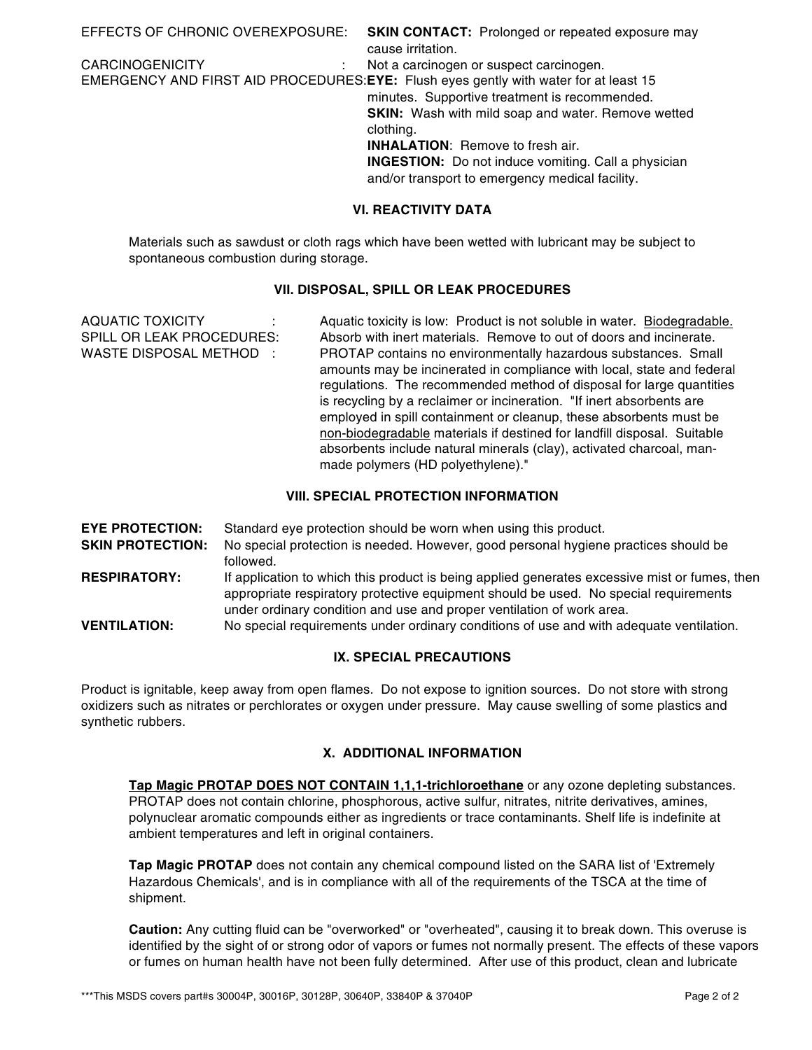EFFECTS OF CHRONIC OVEREXPOSURE: **SKIN CONTACT:** Prolonged or repeated exposure may cause irritation.

CARCINOGENICITY : Not a carcinogen or suspect carcinogen.

EMERGENCY AND FIRST AID PROCEDURES: **EYE:** Flush eyes gently with water for at least 15 minutes. Supportive treatment is recommended.
**SKIN:** Wash with mild soap and water. Remove wetted clothing.
**INHALATION**: Remove to fresh air.
**INGESTION:** Do not induce vomiting. Call a physician and/or transport to emergency medical facility.

## VI. REACTIVITY DATA

Materials such as sawdust or cloth rags which have been wetted with lubricant may be subject to spontaneous combustion during storage.

## VII. DISPOSAL, SPILL OR LEAK PROCEDURES

AQUATIC TOXICITY : Aquatic toxicity is low: Product is not soluble in water. Biodegradable.

SPILL OR LEAK PROCEDURES: Absorb with inert materials. Remove to out of doors and incinerate.

WASTE DISPOSAL METHOD : PROTAP contains no environmentally hazardous substances. Small amounts may be incinerated in compliance with local, state and federal regulations. The recommended method of disposal for large quantities is recycling by a reclaimer or incineration. "If inert absorbents are employed in spill containment or cleanup, these absorbents must be non-biodegradable materials if destined for landfill disposal. Suitable absorbents include natural minerals (clay), activated charcoal, man-made polymers (HD polyethylene)."

## VIII. SPECIAL PROTECTION INFORMATION

**EYE PROTECTION:** Standard eye protection should be worn when using this product.

**SKIN PROTECTION:** No special protection is needed. However, good personal hygiene practices should be followed.

**RESPIRATORY:** If application to which this product is being applied generates excessive mist or fumes, then appropriate respiratory protective equipment should be used. No special requirements under ordinary condition and use and proper ventilation of work area.

**VENTILATION:** No special requirements under ordinary conditions of use and with adequate ventilation.

## IX. SPECIAL PRECAUTIONS

Product is ignitable, keep away from open flames. Do not expose to ignition sources. Do not store with strong oxidizers such as nitrates or perchlorates or oxygen under pressure. May cause swelling of some plastics and synthetic rubbers.

## X. ADDITIONAL INFORMATION

**Tap Magic PROTAP DOES NOT CONTAIN 1,1,1-trichloroethane** or any ozone depleting substances. PROTAP does not contain chlorine, phosphorous, active sulfur, nitrates, nitrite derivatives, amines, polynuclear aromatic compounds either as ingredients or trace contaminants. Shelf life is indefinite at ambient temperatures and left in original containers.

**Tap Magic PROTAP** does not contain any chemical compound listed on the SARA list of 'Extremely Hazardous Chemicals', and is in compliance with all of the requirements of the TSCA at the time of shipment.

**Caution:** Any cutting fluid can be "overworked" or "overheated", causing it to break down. This overuse is identified by the sight of or strong odor of vapors or fumes not normally present. The effects of these vapors or fumes on human health have not been fully determined. After use of this product, clean and lubricate

***This MSDS covers part#s 30004P, 30016P, 30128P, 30640P, 33840P & 37040P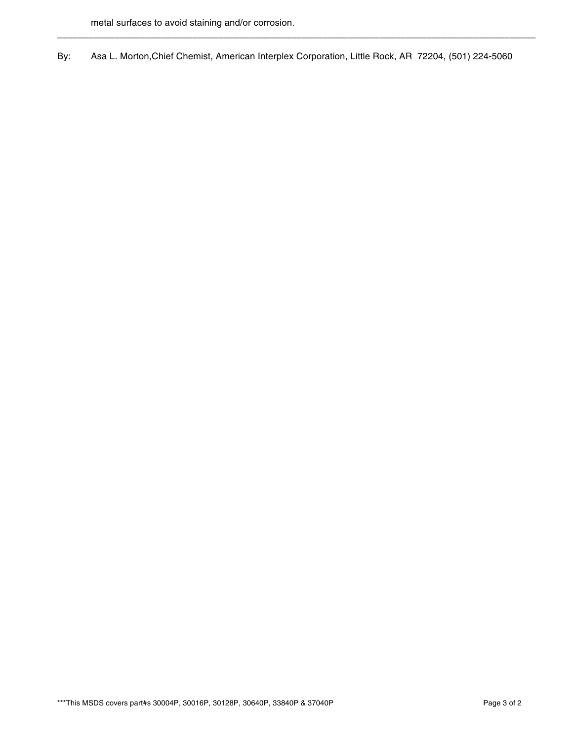metal surfaces to avoid staining and/or corrosion.

---

By: Asa L. Morton,Chief Chemist, American Interplex Corporation, Little Rock, AR 72204, (501) 224-5060

***This MSDS covers part#s 30004P, 30016P, 30128P, 30640P, 33840P & 37040P